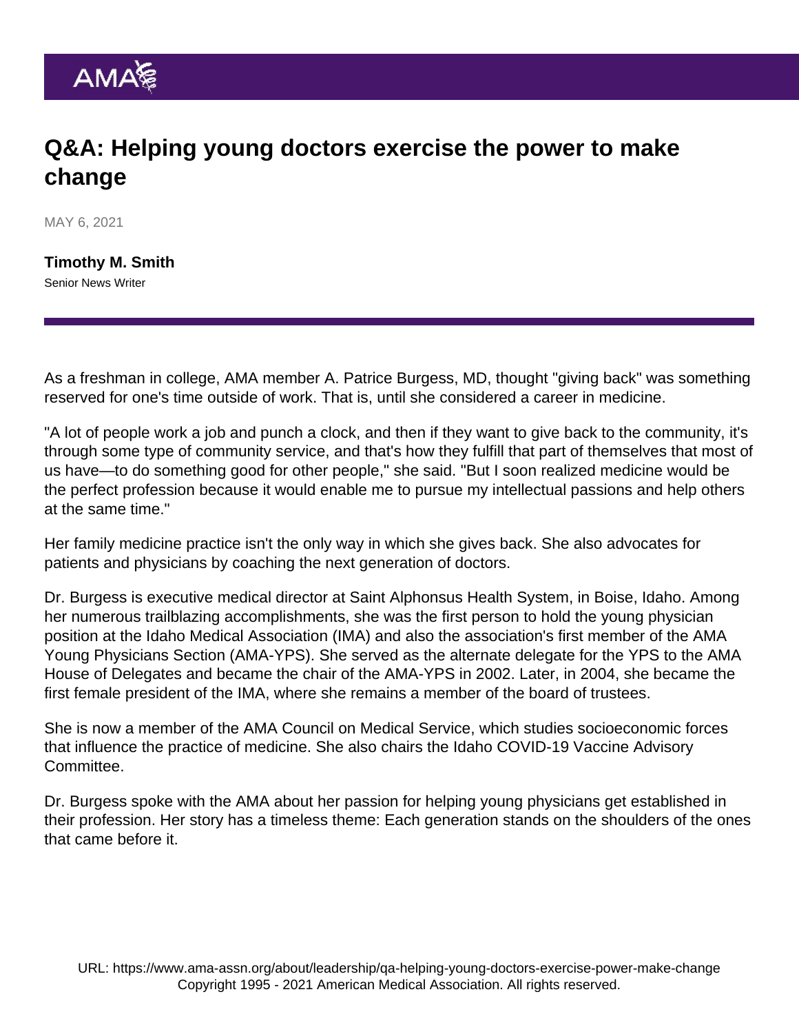# Q&A: Helping young doctors exercise the power to make change

MAY 6, 2021

**Timothy M. Smith**
Senior News Writer

As a freshman in college, AMA member A. Patrice Burgess, MD, thought "giving back" was something reserved for one's time outside of work. That is, until she considered a career in medicine.

"A lot of people work a job and punch a clock, and then if they want to give back to the community, it's through some type of community service, and that's how they fulfill that part of themselves that most of us have—to do something good for other people," she said. "But I soon realized medicine would be the perfect profession because it would enable me to pursue my intellectual passions and help others at the same time."

Her family medicine practice isn't the only way in which she gives back. She also advocates for patients and physicians by coaching the next generation of doctors.

Dr. Burgess is executive medical director at Saint Alphonsus Health System, in Boise, Idaho. Among her numerous trailblazing accomplishments, she was the first person to hold the young physician position at the Idaho Medical Association (IMA) and also the association's first member of the AMA Young Physicians Section (AMA-YPS). She served as the alternate delegate for the YPS to the AMA House of Delegates and became the chair of the AMA-YPS in 2002. Later, in 2004, she became the first female president of the IMA, where she remains a member of the board of trustees.

She is now a member of the AMA Council on Medical Service, which studies socioeconomic forces that influence the practice of medicine. She also chairs the Idaho COVID-19 Vaccine Advisory Committee.

Dr. Burgess spoke with the AMA about her passion for helping young physicians get established in their profession. Her story has a timeless theme: Each generation stands on the shoulders of the ones that came before it.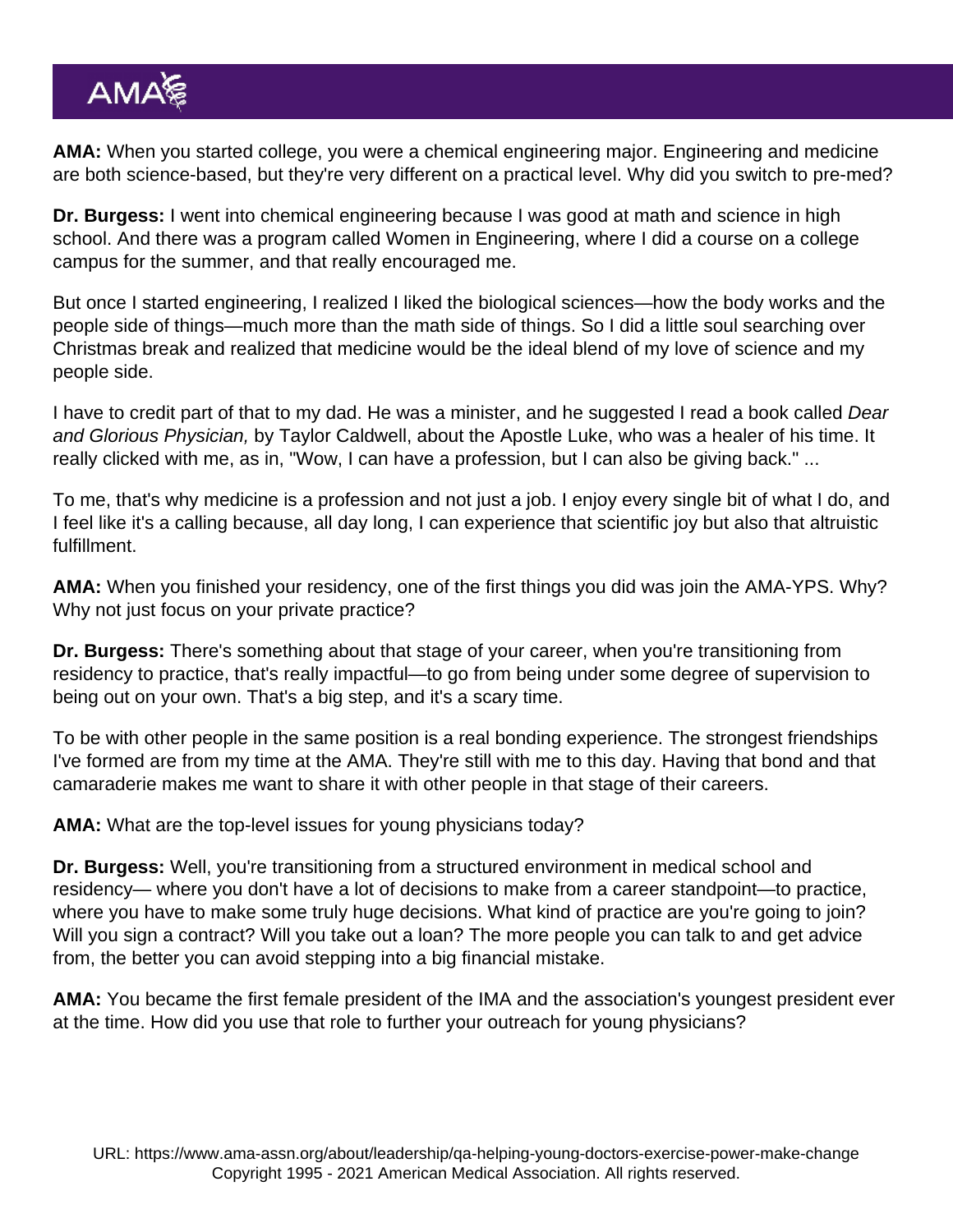**AMA:** When you started college, you were a chemical engineering major. Engineering and medicine are both science-based, but they're very different on a practical level. Why did you switch to pre-med?

**Dr. Burgess:** I went into chemical engineering because I was good at math and science in high school. And there was a program called Women in Engineering, where I did a course on a college campus for the summer, and that really encouraged me.

But once I started engineering, I realized I liked the biological sciences—how the body works and the people side of things—much more than the math side of things. So I did a little soul searching over Christmas break and realized that medicine would be the ideal blend of my love of science and my people side.

I have to credit part of that to my dad. He was a minister, and he suggested I read a book called *Dear and Glorious Physician,* by Taylor Caldwell, about the Apostle Luke, who was a healer of his time. It really clicked with me, as in, "Wow, I can have a profession, but I can also be giving back." ...

To me, that's why medicine is a profession and not just a job. I enjoy every single bit of what I do, and I feel like it's a calling because, all day long, I can experience that scientific joy but also that altruistic fulfillment.

**AMA:** When you finished your residency, one of the first things you did was join the AMA-YPS. Why? Why not just focus on your private practice?

**Dr. Burgess:** There's something about that stage of your career, when you're transitioning from residency to practice, that's really impactful—to go from being under some degree of supervision to being out on your own. That's a big step, and it's a scary time.

To be with other people in the same position is a real bonding experience. The strongest friendships I've formed are from my time at the AMA. They're still with me to this day. Having that bond and that camaraderie makes me want to share it with other people in that stage of their careers.

**AMA:** What are the top-level issues for young physicians today?

**Dr. Burgess:** Well, you're transitioning from a structured environment in medical school and residency— where you don't have a lot of decisions to make from a career standpoint—to practice, where you have to make some truly huge decisions. What kind of practice are you're going to join? Will you sign a contract? Will you take out a loan? The more people you can talk to and get advice from, the better you can avoid stepping into a big financial mistake.

**AMA:** You became the first female president of the IMA and the association's youngest president ever at the time. How did you use that role to further your outreach for young physicians?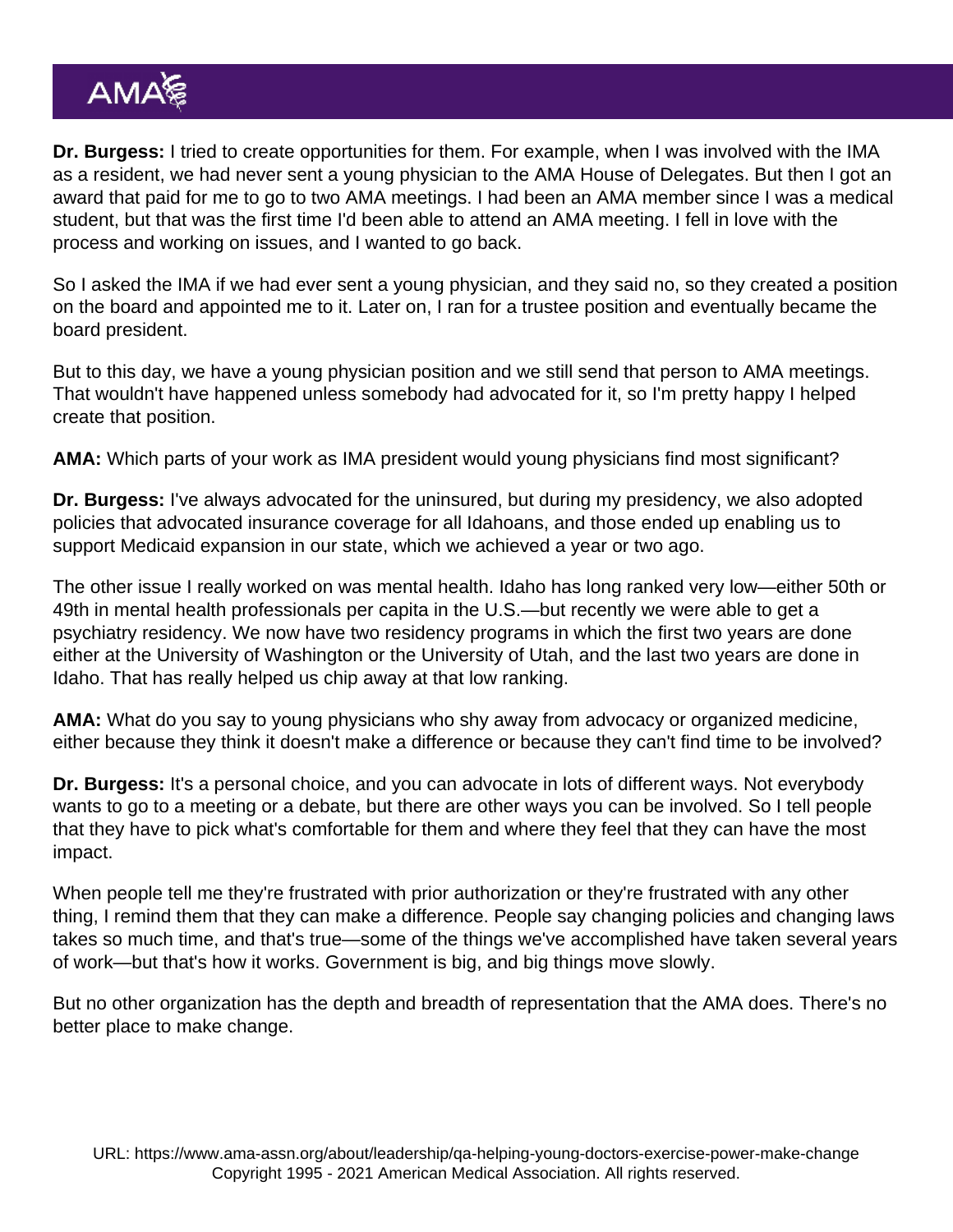**Dr. Burgess:** I tried to create opportunities for them. For example, when I was involved with the IMA as a resident, we had never sent a young physician to the AMA House of Delegates. But then I got an award that paid for me to go to two AMA meetings. I had been an AMA member since I was a medical student, but that was the first time I'd been able to attend an AMA meeting. I fell in love with the process and working on issues, and I wanted to go back.

So I asked the IMA if we had ever sent a young physician, and they said no, so they created a position on the board and appointed me to it. Later on, I ran for a trustee position and eventually became the board president.

But to this day, we have a young physician position and we still send that person to AMA meetings. That wouldn't have happened unless somebody had advocated for it, so I'm pretty happy I helped create that position.

**AMA:** Which parts of your work as IMA president would young physicians find most significant?

**Dr. Burgess:** I've always advocated for the uninsured, but during my presidency, we also adopted policies that advocated insurance coverage for all Idahoans, and those ended up enabling us to support Medicaid expansion in our state, which we achieved a year or two ago.

The other issue I really worked on was mental health. Idaho has long ranked very low—either 50th or 49th in mental health professionals per capita in the U.S.—but recently we were able to get a psychiatry residency. We now have two residency programs in which the first two years are done either at the University of Washington or the University of Utah, and the last two years are done in Idaho. That has really helped us chip away at that low ranking.

**AMA:** What do you say to young physicians who shy away from advocacy or organized medicine, either because they think it doesn't make a difference or because they can't find time to be involved?

**Dr. Burgess:** It's a personal choice, and you can advocate in lots of different ways. Not everybody wants to go to a meeting or a debate, but there are other ways you can be involved. So I tell people that they have to pick what's comfortable for them and where they feel that they can have the most impact.

When people tell me they're frustrated with prior authorization or they're frustrated with any other thing, I remind them that they can make a difference. People say changing policies and changing laws takes so much time, and that's true—some of the things we've accomplished have taken several years of work—but that's how it works. Government is big, and big things move slowly.

But no other organization has the depth and breadth of representation that the AMA does. There's no better place to make change.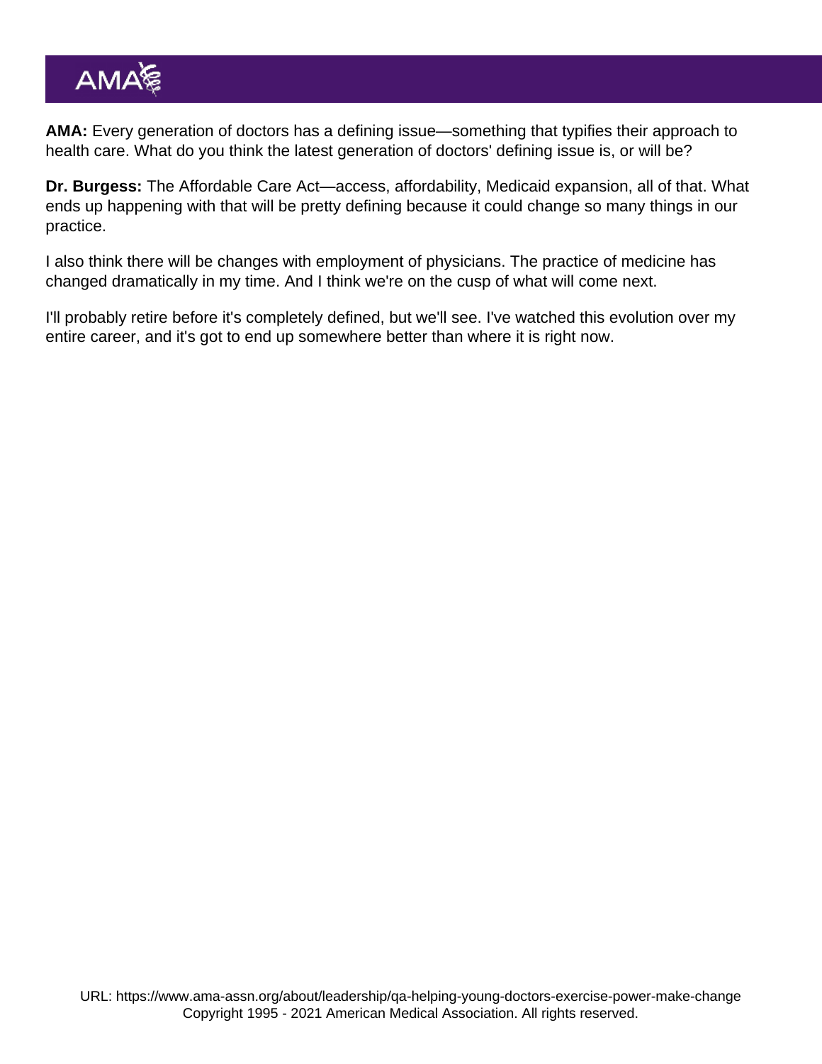**AMA:** Every generation of doctors has a defining issue—something that typifies their approach to health care. What do you think the latest generation of doctors' defining issue is, or will be?

**Dr. Burgess:** The Affordable Care Act—access, affordability, Medicaid expansion, all of that. What ends up happening with that will be pretty defining because it could change so many things in our practice.

I also think there will be changes with employment of physicians. The practice of medicine has changed dramatically in my time. And I think we're on the cusp of what will come next.

I'll probably retire before it's completely defined, but we'll see. I've watched this evolution over my entire career, and it's got to end up somewhere better than where it is right now.